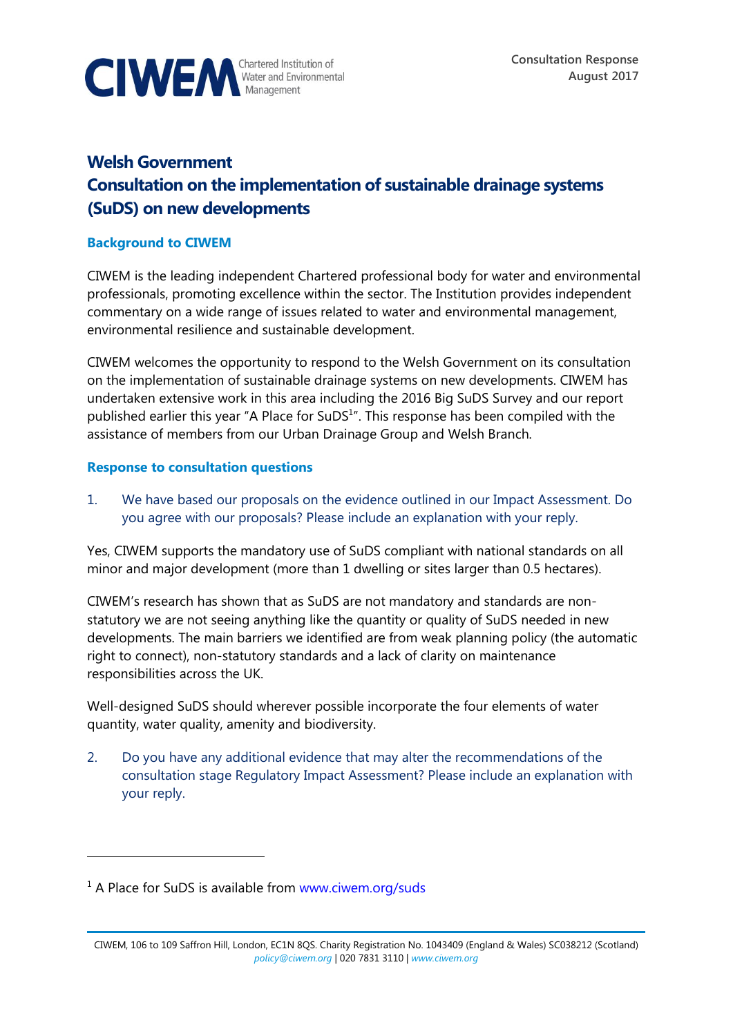**Consultation Response**
**August 2017**

# Welsh Government
# Consultation on the implementation of sustainable drainage systems (SuDS) on new developments

## Background to CIWEM

CIWEM is the leading independent Chartered professional body for water and environmental professionals, promoting excellence within the sector. The Institution provides independent commentary on a wide range of issues related to water and environmental management, environmental resilience and sustainable development.

CIWEM welcomes the opportunity to respond to the Welsh Government on its consultation on the implementation of sustainable drainage systems on new developments. CIWEM has undertaken extensive work in this area including the 2016 Big SuDS Survey and our report published earlier this year "A Place for SuDS[1]". This response has been compiled with the assistance of members from our Urban Drainage Group and Welsh Branch.

## Response to consultation questions

1. We have based our proposals on the evidence outlined in our Impact Assessment. Do you agree with our proposals? Please include an explanation with your reply.

Yes, CIWEM supports the mandatory use of SuDS compliant with national standards on all minor and major development (more than 1 dwelling or sites larger than 0.5 hectares).

CIWEM's research has shown that as SuDS are not mandatory and standards are non-statutory we are not seeing anything like the quantity or quality of SuDS needed in new developments. The main barriers we identified are from weak planning policy (the automatic right to connect), non-statutory standards and a lack of clarity on maintenance responsibilities across the UK.

Well-designed SuDS should wherever possible incorporate the four elements of water quantity, water quality, amenity and biodiversity.

2. Do you have any additional evidence that may alter the recommendations of the consultation stage Regulatory Impact Assessment? Please include an explanation with your reply.

---

[1] A Place for SuDS is available from www.ciwem.org/suds

CIWEM, 106 to 109 Saffron Hill, London, EC1N 8QS. Charity Registration No. 1043409 (England & Wales) SC038212 (Scotland)
policy@ciwem.org | 020 7831 3110 | www.ciwem.org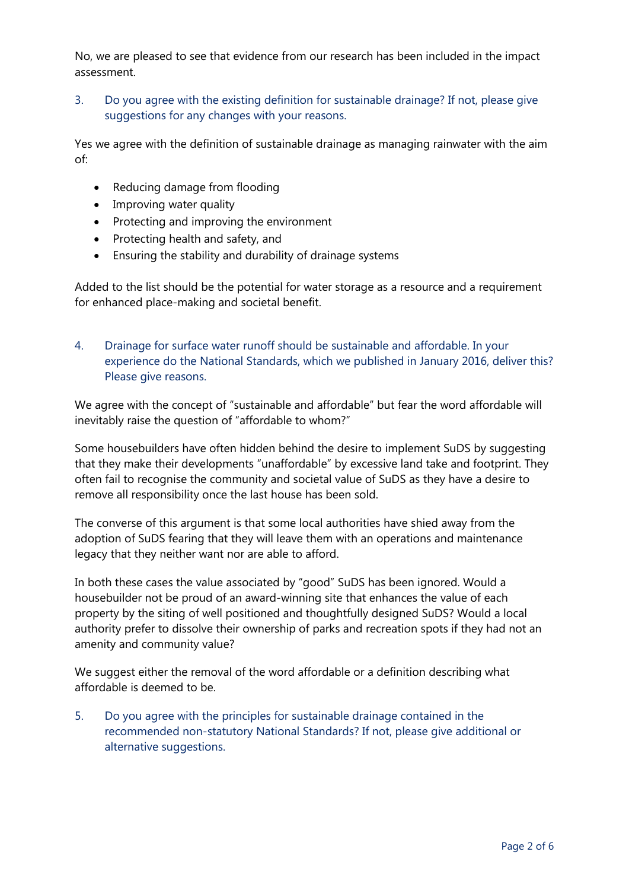No, we are pleased to see that evidence from our research has been included in the impact assessment.

3. Do you agree with the existing definition for sustainable drainage? If not, please give suggestions for any changes with your reasons.

Yes we agree with the definition of sustainable drainage as managing rainwater with the aim of:

- Reducing damage from flooding
- Improving water quality
- Protecting and improving the environment
- Protecting health and safety, and
- Ensuring the stability and durability of drainage systems

Added to the list should be the potential for water storage as a resource and a requirement for enhanced place-making and societal benefit.

4. Drainage for surface water runoff should be sustainable and affordable. In your experience do the National Standards, which we published in January 2016, deliver this? Please give reasons.

We agree with the concept of "sustainable and affordable" but fear the word affordable will inevitably raise the question of "affordable to whom?"

Some housebuilders have often hidden behind the desire to implement SuDS by suggesting that they make their developments "unaffordable" by excessive land take and footprint. They often fail to recognise the community and societal value of SuDS as they have a desire to remove all responsibility once the last house has been sold.

The converse of this argument is that some local authorities have shied away from the adoption of SuDS fearing that they will leave them with an operations and maintenance legacy that they neither want nor are able to afford.

In both these cases the value associated by "good" SuDS has been ignored. Would a housebuilder not be proud of an award-winning site that enhances the value of each property by the siting of well positioned and thoughtfully designed SuDS? Would a local authority prefer to dissolve their ownership of parks and recreation spots if they had not an amenity and community value?

We suggest either the removal of the word affordable or a definition describing what affordable is deemed to be.

5. Do you agree with the principles for sustainable drainage contained in the recommended non-statutory National Standards? If not, please give additional or alternative suggestions.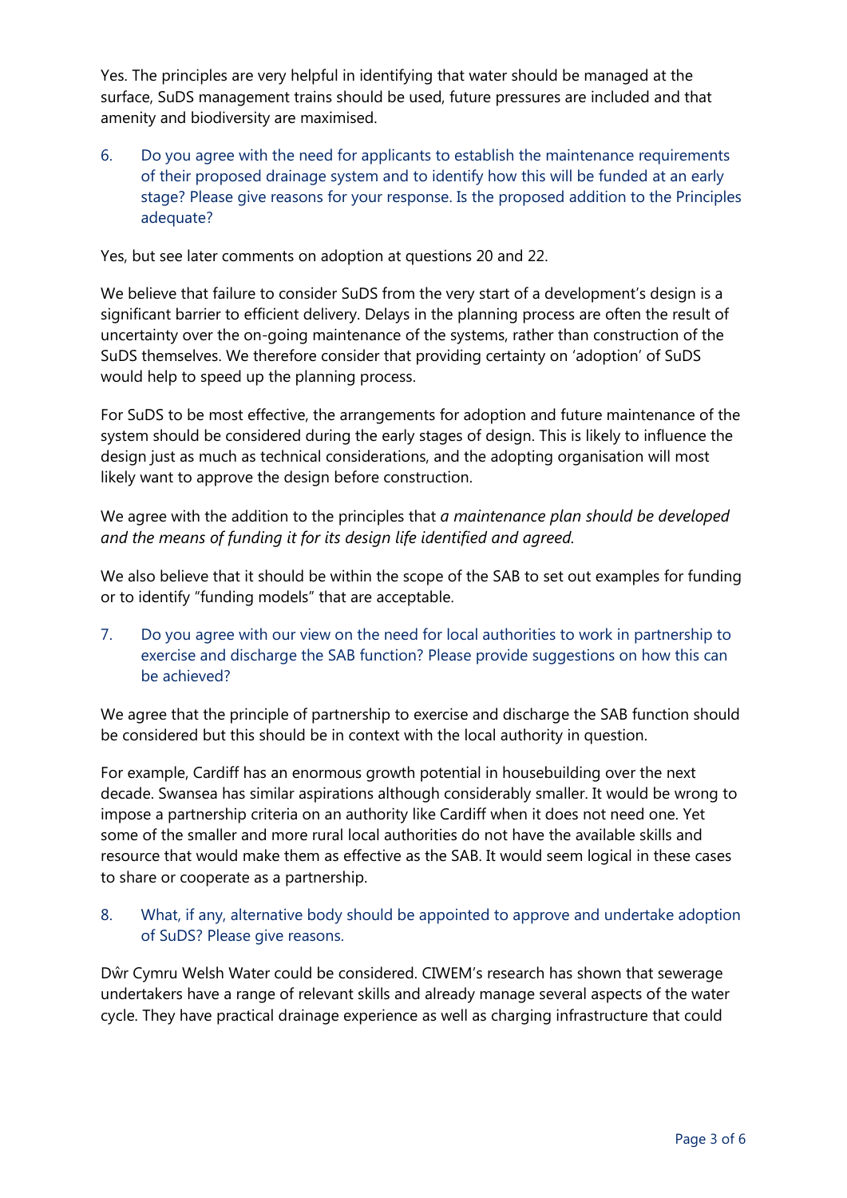Yes. The principles are very helpful in identifying that water should be managed at the surface, SuDS management trains should be used, future pressures are included and that amenity and biodiversity are maximised.

6. Do you agree with the need for applicants to establish the maintenance requirements of their proposed drainage system and to identify how this will be funded at an early stage? Please give reasons for your response. Is the proposed addition to the Principles adequate?

Yes, but see later comments on adoption at questions 20 and 22.

We believe that failure to consider SuDS from the very start of a development's design is a significant barrier to efficient delivery. Delays in the planning process are often the result of uncertainty over the on-going maintenance of the systems, rather than construction of the SuDS themselves. We therefore consider that providing certainty on 'adoption' of SuDS would help to speed up the planning process.

For SuDS to be most effective, the arrangements for adoption and future maintenance of the system should be considered during the early stages of design. This is likely to influence the design just as much as technical considerations, and the adopting organisation will most likely want to approve the design before construction.

We agree with the addition to the principles that *a maintenance plan should be developed and the means of funding it for its design life identified and agreed.*

We also believe that it should be within the scope of the SAB to set out examples for funding or to identify "funding models" that are acceptable.

7. Do you agree with our view on the need for local authorities to work in partnership to exercise and discharge the SAB function? Please provide suggestions on how this can be achieved?

We agree that the principle of partnership to exercise and discharge the SAB function should be considered but this should be in context with the local authority in question.

For example, Cardiff has an enormous growth potential in housebuilding over the next decade. Swansea has similar aspirations although considerably smaller. It would be wrong to impose a partnership criteria on an authority like Cardiff when it does not need one. Yet some of the smaller and more rural local authorities do not have the available skills and resource that would make them as effective as the SAB. It would seem logical in these cases to share or cooperate as a partnership.

8. What, if any, alternative body should be appointed to approve and undertake adoption of SuDS? Please give reasons.

Dŵr Cymru Welsh Water could be considered. CIWEM's research has shown that sewerage undertakers have a range of relevant skills and already manage several aspects of the water cycle. They have practical drainage experience as well as charging infrastructure that could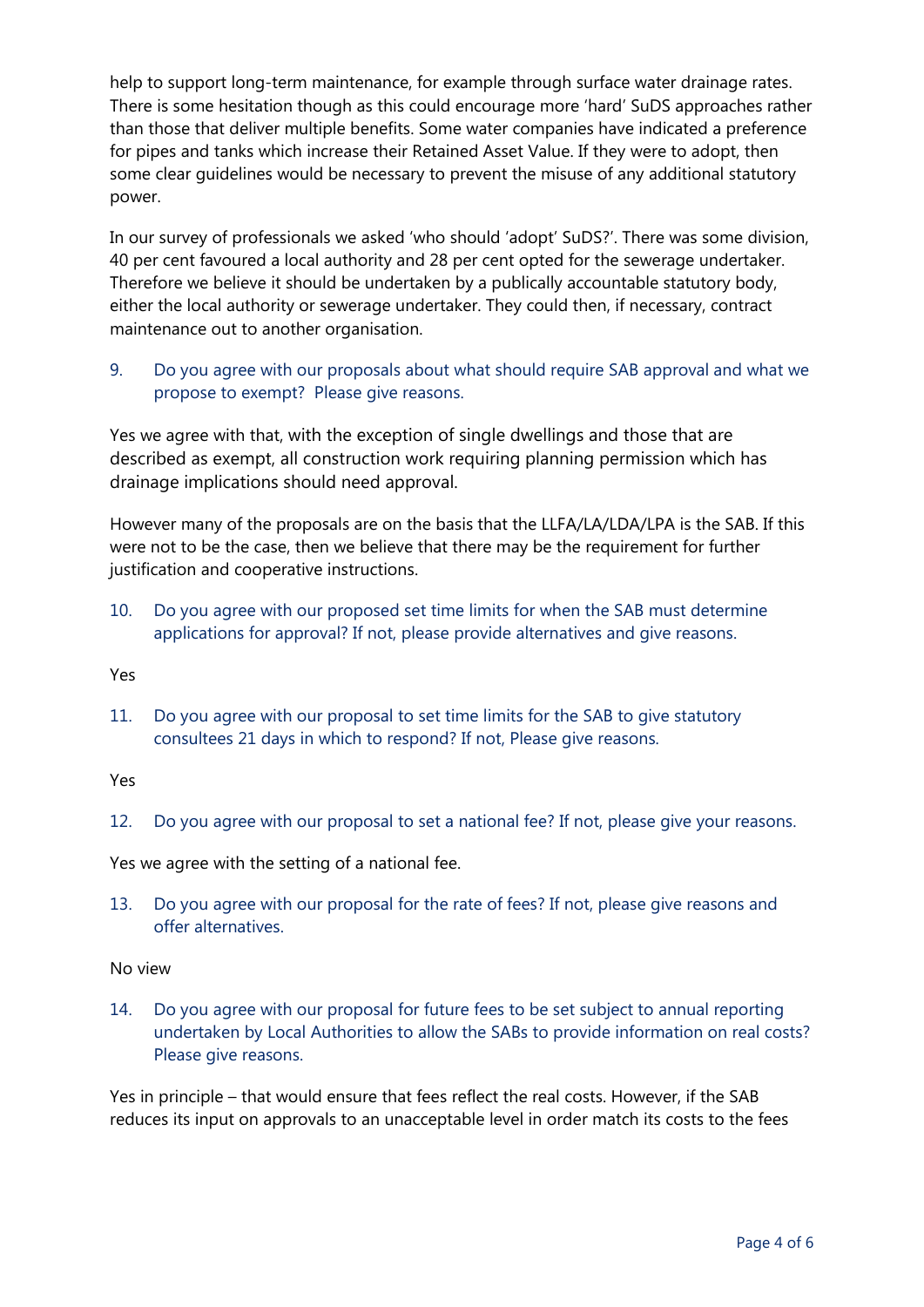help to support long-term maintenance, for example through surface water drainage rates. There is some hesitation though as this could encourage more 'hard' SuDS approaches rather than those that deliver multiple benefits. Some water companies have indicated a preference for pipes and tanks which increase their Retained Asset Value. If they were to adopt, then some clear guidelines would be necessary to prevent the misuse of any additional statutory power.

In our survey of professionals we asked 'who should 'adopt' SuDS?'. There was some division, 40 per cent favoured a local authority and 28 per cent opted for the sewerage undertaker. Therefore we believe it should be undertaken by a publically accountable statutory body, either the local authority or sewerage undertaker. They could then, if necessary, contract maintenance out to another organisation.

9. Do you agree with our proposals about what should require SAB approval and what we propose to exempt? Please give reasons.

Yes we agree with that, with the exception of single dwellings and those that are described as exempt, all construction work requiring planning permission which has drainage implications should need approval.

However many of the proposals are on the basis that the LLFA/LA/LDA/LPA is the SAB. If this were not to be the case, then we believe that there may be the requirement for further justification and cooperative instructions.

10. Do you agree with our proposed set time limits for when the SAB must determine applications for approval? If not, please provide alternatives and give reasons.

Yes

11. Do you agree with our proposal to set time limits for the SAB to give statutory consultees 21 days in which to respond? If not, Please give reasons.

Yes

12. Do you agree with our proposal to set a national fee? If not, please give your reasons.

Yes we agree with the setting of a national fee.

13. Do you agree with our proposal for the rate of fees? If not, please give reasons and offer alternatives.

No view

14. Do you agree with our proposal for future fees to be set subject to annual reporting undertaken by Local Authorities to allow the SABs to provide information on real costs? Please give reasons.

Yes in principle – that would ensure that fees reflect the real costs. However, if the SAB reduces its input on approvals to an unacceptable level in order match its costs to the fees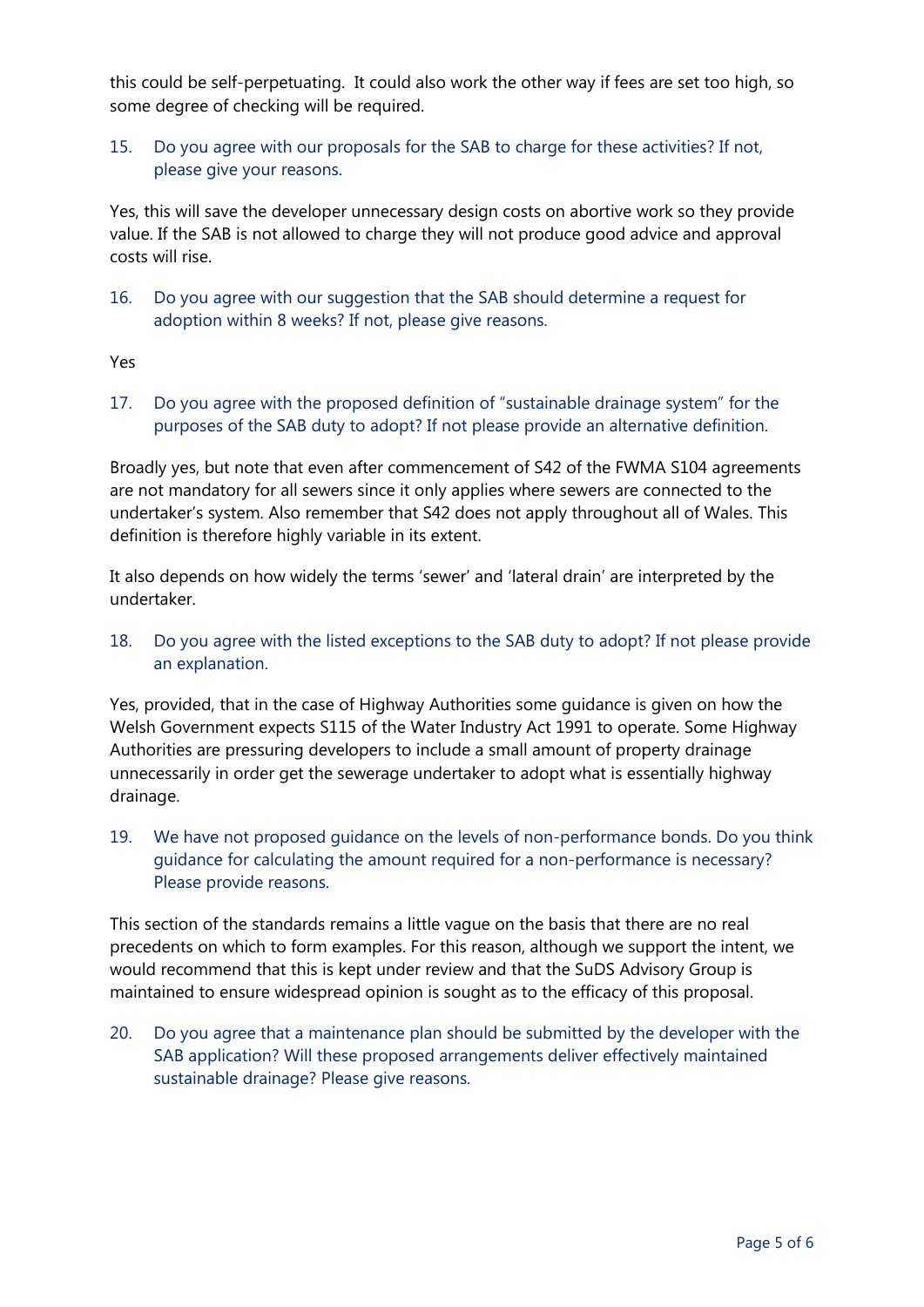this could be self-perpetuating. It could also work the other way if fees are set too high, so some degree of checking will be required.

15. Do you agree with our proposals for the SAB to charge for these activities? If not, please give your reasons.

Yes, this will save the developer unnecessary design costs on abortive work so they provide value. If the SAB is not allowed to charge they will not produce good advice and approval costs will rise.

16. Do you agree with our suggestion that the SAB should determine a request for adoption within 8 weeks? If not, please give reasons.

Yes

17. Do you agree with the proposed definition of "sustainable drainage system" for the purposes of the SAB duty to adopt? If not please provide an alternative definition.

Broadly yes, but note that even after commencement of S42 of the FWMA S104 agreements are not mandatory for all sewers since it only applies where sewers are connected to the undertaker's system. Also remember that S42 does not apply throughout all of Wales. This definition is therefore highly variable in its extent.

It also depends on how widely the terms 'sewer' and 'lateral drain' are interpreted by the undertaker.

18. Do you agree with the listed exceptions to the SAB duty to adopt? If not please provide an explanation.

Yes, provided, that in the case of Highway Authorities some guidance is given on how the Welsh Government expects S115 of the Water Industry Act 1991 to operate. Some Highway Authorities are pressuring developers to include a small amount of property drainage unnecessarily in order get the sewerage undertaker to adopt what is essentially highway drainage.

19. We have not proposed guidance on the levels of non-performance bonds. Do you think guidance for calculating the amount required for a non-performance is necessary? Please provide reasons.

This section of the standards remains a little vague on the basis that there are no real precedents on which to form examples. For this reason, although we support the intent, we would recommend that this is kept under review and that the SuDS Advisory Group is maintained to ensure widespread opinion is sought as to the efficacy of this proposal.

20. Do you agree that a maintenance plan should be submitted by the developer with the SAB application? Will these proposed arrangements deliver effectively maintained sustainable drainage? Please give reasons.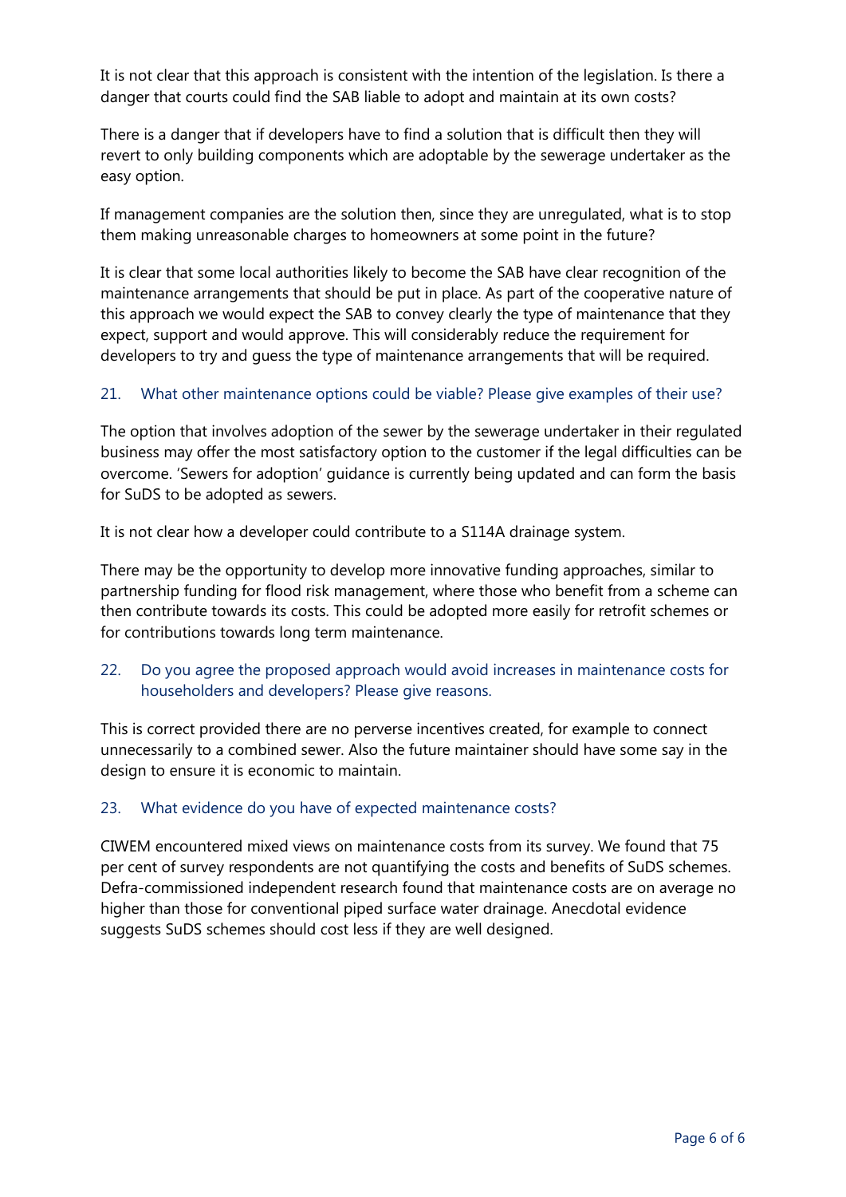It is not clear that this approach is consistent with the intention of the legislation. Is there a danger that courts could find the SAB liable to adopt and maintain at its own costs?

There is a danger that if developers have to find a solution that is difficult then they will revert to only building components which are adoptable by the sewerage undertaker as the easy option.

If management companies are the solution then, since they are unregulated, what is to stop them making unreasonable charges to homeowners at some point in the future?

It is clear that some local authorities likely to become the SAB have clear recognition of the maintenance arrangements that should be put in place. As part of the cooperative nature of this approach we would expect the SAB to convey clearly the type of maintenance that they expect, support and would approve. This will considerably reduce the requirement for developers to try and guess the type of maintenance arrangements that will be required.

### 21. What other maintenance options could be viable? Please give examples of their use?

The option that involves adoption of the sewer by the sewerage undertaker in their regulated business may offer the most satisfactory option to the customer if the legal difficulties can be overcome. 'Sewers for adoption' guidance is currently being updated and can form the basis for SuDS to be adopted as sewers.

It is not clear how a developer could contribute to a S114A drainage system.

There may be the opportunity to develop more innovative funding approaches, similar to partnership funding for flood risk management, where those who benefit from a scheme can then contribute towards its costs. This could be adopted more easily for retrofit schemes or for contributions towards long term maintenance.

### 22. Do you agree the proposed approach would avoid increases in maintenance costs for householders and developers? Please give reasons.

This is correct provided there are no perverse incentives created, for example to connect unnecessarily to a combined sewer. Also the future maintainer should have some say in the design to ensure it is economic to maintain.

### 23. What evidence do you have of expected maintenance costs?

CIWEM encountered mixed views on maintenance costs from its survey. We found that 75 per cent of survey respondents are not quantifying the costs and benefits of SuDS schemes. Defra-commissioned independent research found that maintenance costs are on average no higher than those for conventional piped surface water drainage. Anecdotal evidence suggests SuDS schemes should cost less if they are well designed.